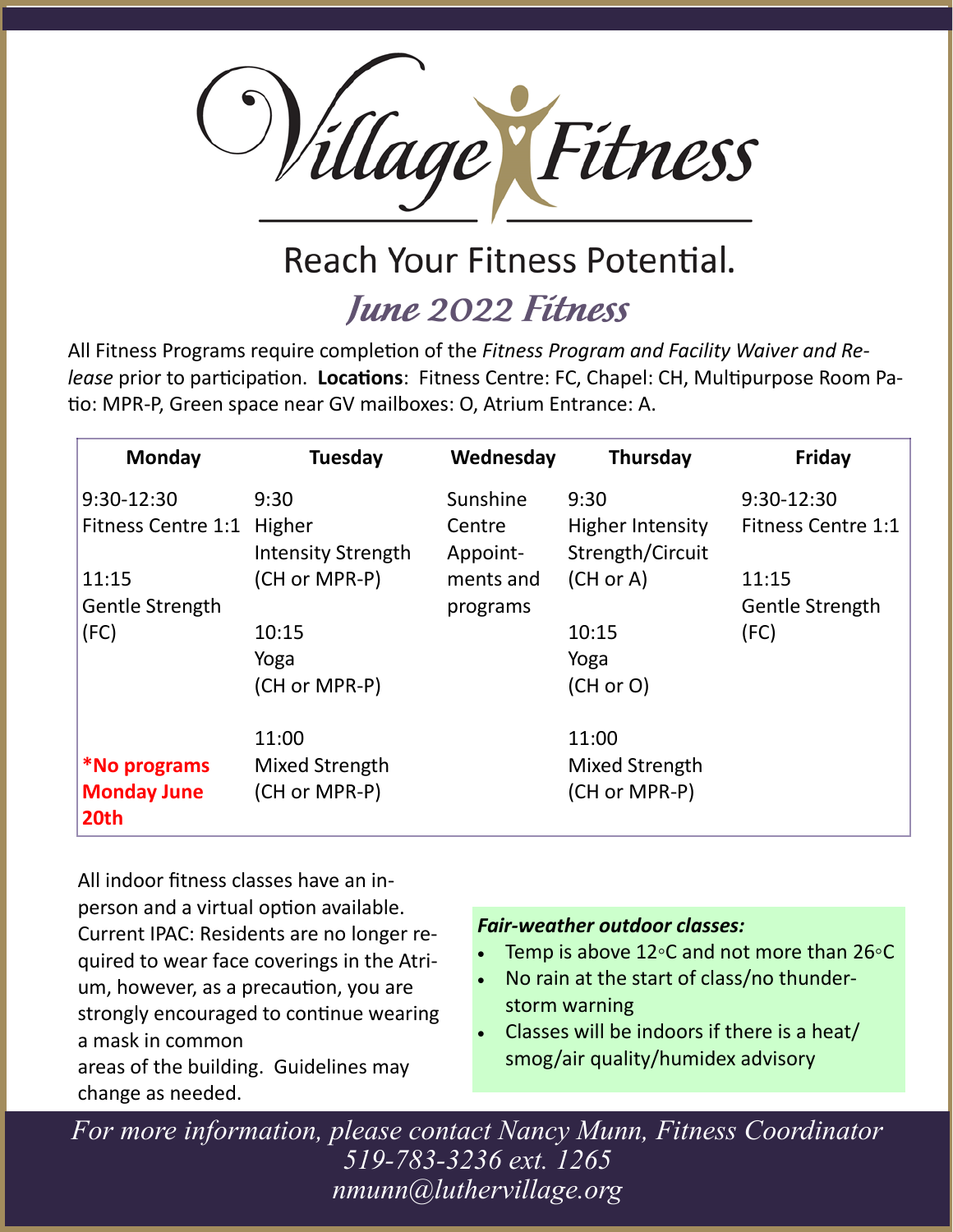# Village Fitness

## Reach Your Fitness Potential.

### *June 2022 Fitness*

All Fitness Programs require completion of the *Fitness Program and Facility Waiver and Release* prior to participation. **Locations**: Fitness Centre: FC, Chapel: CH, Multipurpose Room Patio: MPR-P, Green space near GV mailboxes: O, Atrium Entrance: A.

| Monday | Tuesday | Wednesday | Thursday | Friday |
|---|---|---|---|---|
| 9:30-12:30 Fitness Centre 1:1 | 9:30 Higher Intensity Strength (CH or MPR-P) | Sunshine Centre Appointments and programs | 9:30 Higher Intensity Strength/Circuit (CH or A) | 9:30-12:30 Fitness Centre 1:1 |
| 11:15 Gentle Strength (FC) | 10:15 Yoga (CH or MPR-P) | | 10:15 Yoga (CH or O) | 11:15 Gentle Strength (FC) |
| **\*No programs Monday June 20th** | 11:00 Mixed Strength (CH or MPR-P) | | 11:00 Mixed Strength (CH or MPR-P) | |

All indoor fitness classes have an in-person and a virtual option available. Current IPAC: Residents are no longer required to wear face coverings in the Atrium, however, as a precaution, you are strongly encouraged to continue wearing a mask in common areas of the building. Guidelines may change as needed.

***Fair-weather outdoor classes:***

- Temp is above 12◦C and not more than 26◦C
- No rain at the start of class/no thunderstorm warning
- Classes will be indoors if there is a heat/smog/air quality/humidex advisory

*For more information, please contact Nancy Munn, Fitness Coordinator*
*519-783-3236 ext. 1265*
*nmunn@luthervillage.org*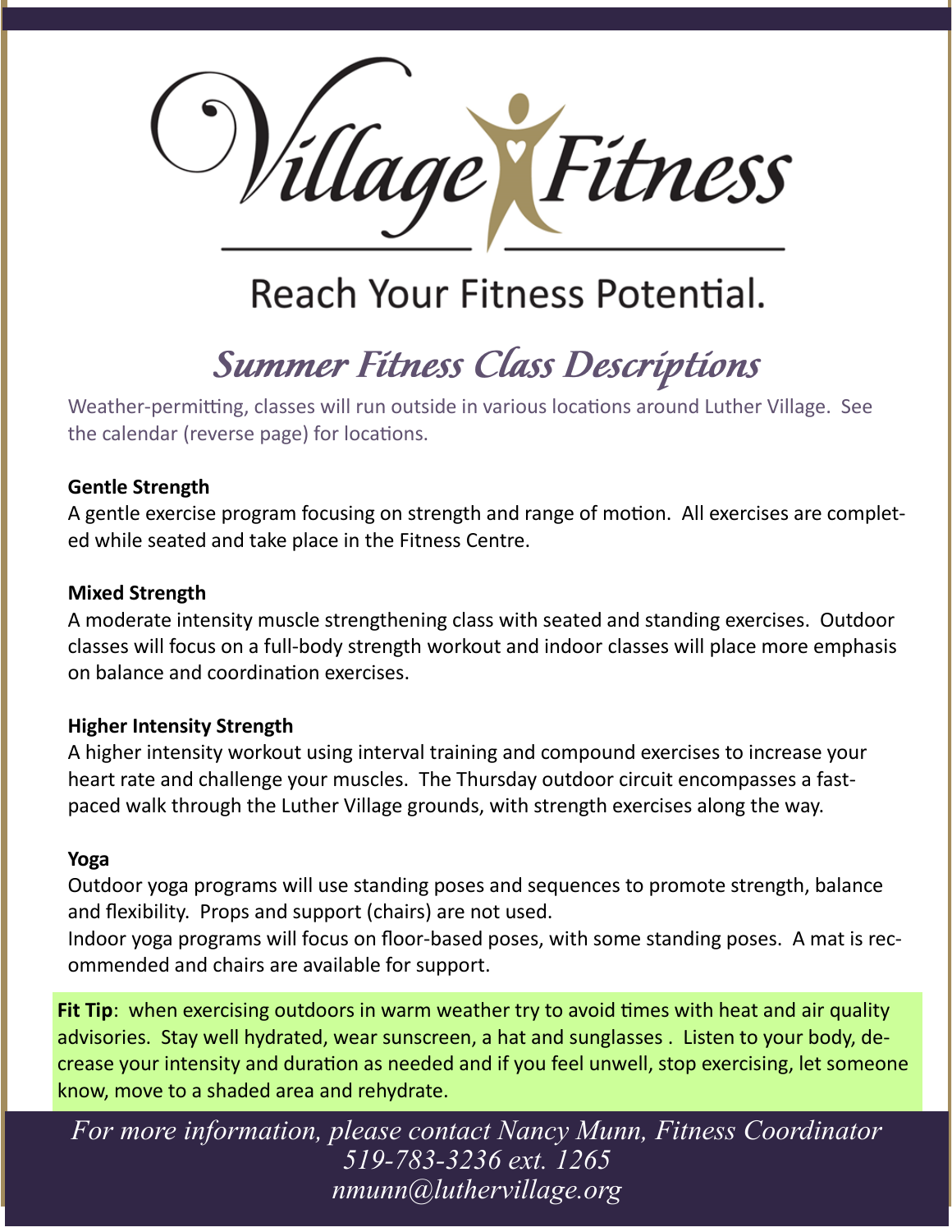# Village Fitness

Reach Your Fitness Potential.

## *Summer Fitness Class Descriptions*

Weather-permitting, classes will run outside in various locations around Luther Village. See the calendar (reverse page) for locations.

**Gentle Strength**

A gentle exercise program focusing on strength and range of motion. All exercises are completed while seated and take place in the Fitness Centre.

**Mixed Strength**

A moderate intensity muscle strengthening class with seated and standing exercises. Outdoor classes will focus on a full-body strength workout and indoor classes will place more emphasis on balance and coordination exercises.

**Higher Intensity Strength**

A higher intensity workout using interval training and compound exercises to increase your heart rate and challenge your muscles. The Thursday outdoor circuit encompasses a fast-paced walk through the Luther Village grounds, with strength exercises along the way.

**Yoga**

Outdoor yoga programs will use standing poses and sequences to promote strength, balance and flexibility. Props and support (chairs) are not used.

Indoor yoga programs will focus on floor-based poses, with some standing poses. A mat is recommended and chairs are available for support.

**Fit Tip**: when exercising outdoors in warm weather try to avoid times with heat and air quality advisories. Stay well hydrated, wear sunscreen, a hat and sunglasses . Listen to your body, decrease your intensity and duration as needed and if you feel unwell, stop exercising, let someone know, move to a shaded area and rehydrate.

*For more information, please contact Nancy Munn, Fitness Coordinator*
*519-783-3236 ext. 1265*
*nmunn@luthervillage.org*